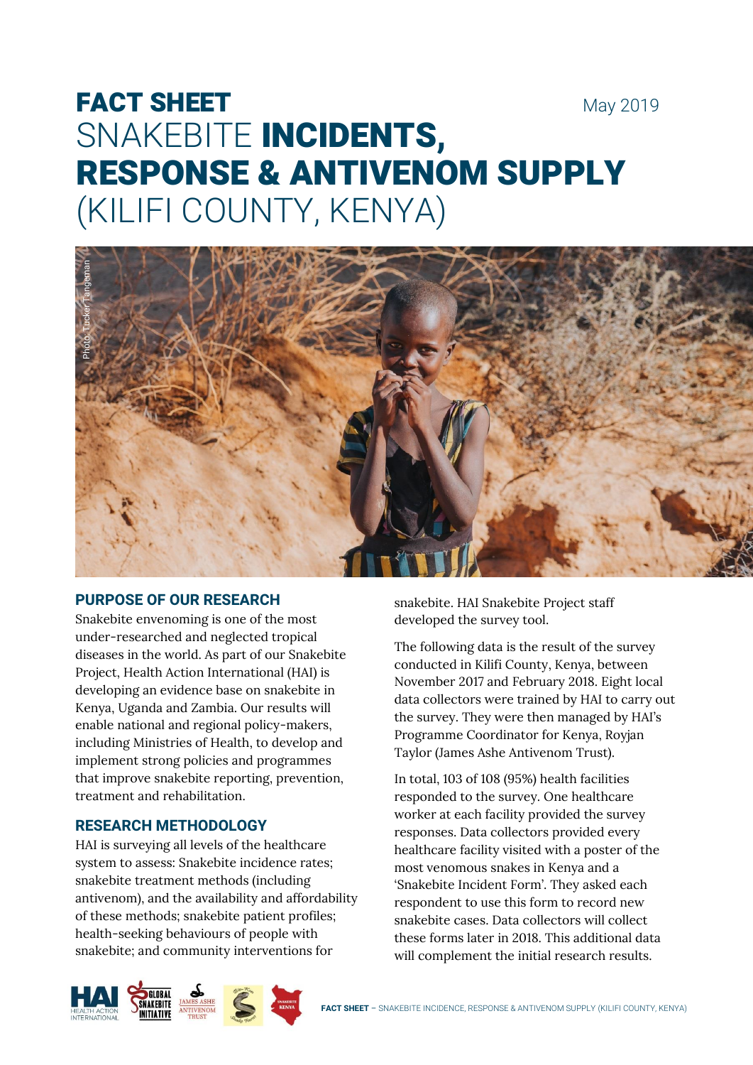# FACT SHEET

May 2019

# SNAKEBITE **INCIDENTS, RESPONSE & ANTIVENOM SUPPLY** (KILIFI COUNTY, KENYA)

Photo: Tucker Tangeman

## PURPOSE OF OUR RESEARCH

Snakebite envenoming is one of the most under-researched and neglected tropical diseases in the world. As part of our Snakebite Project, Health Action International (HAI) is developing an evidence base on snakebite in Kenya, Uganda and Zambia. Our results will enable national and regional policy-makers, including Ministries of Health, to develop and implement strong policies and programmes that improve snakebite reporting, prevention, treatment and rehabilitation.

## RESEARCH METHODOLOGY

HAI is surveying all levels of the healthcare system to assess: Snakebite incidence rates; snakebite treatment methods (including antivenom), and the availability and affordability of these methods; snakebite patient profiles; health-seeking behaviours of people with snakebite; and community interventions for snakebite. HAI Snakebite Project staff developed the survey tool.

The following data is the result of the survey conducted in Kilifi County, Kenya, between November 2017 and February 2018. Eight local data collectors were trained by HAI to carry out the survey. They were then managed by HAI's Programme Coordinator for Kenya, Royjan Taylor (James Ashe Antivenom Trust).

In total, 103 of 108 (95%) health facilities responded to the survey. One healthcare worker at each facility provided the survey responses. Data collectors provided every healthcare facility visited with a poster of the most venomous snakes in Kenya and a 'Snakebite Incident Form'. They asked each respondent to use this form to record new snakebite cases. Data collectors will collect these forms later in 2018. This additional data will complement the initial research results.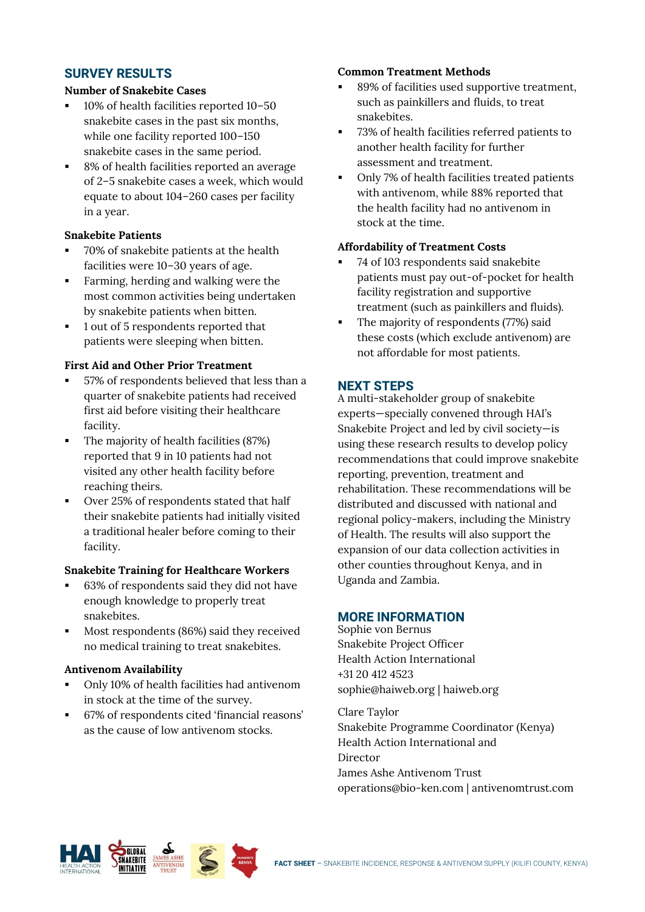## SURVEY RESULTS

### Number of Snakebite Cases

- 10% of health facilities reported 10–50 snakebite cases in the past six months, while one facility reported 100–150 snakebite cases in the same period.
- 8% of health facilities reported an average of 2–5 snakebite cases a week, which would equate to about 104–260 cases per facility in a year.

### Snakebite Patients

- 70% of snakebite patients at the health facilities were 10–30 years of age.
- Farming, herding and walking were the most common activities being undertaken by snakebite patients when bitten.
- 1 out of 5 respondents reported that patients were sleeping when bitten.

### First Aid and Other Prior Treatment

- 57% of respondents believed that less than a quarter of snakebite patients had received first aid before visiting their healthcare facility.
- The majority of health facilities (87%) reported that 9 in 10 patients had not visited any other health facility before reaching theirs.
- Over 25% of respondents stated that half their snakebite patients had initially visited a traditional healer before coming to their facility.

### Snakebite Training for Healthcare Workers

- 63% of respondents said they did not have enough knowledge to properly treat snakebites.
- Most respondents (86%) said they received no medical training to treat snakebites.

### Antivenom Availability

- Only 10% of health facilities had antivenom in stock at the time of the survey.
- 67% of respondents cited 'financial reasons' as the cause of low antivenom stocks.

### Common Treatment Methods

- 89% of facilities used supportive treatment, such as painkillers and fluids, to treat snakebites.
- 73% of health facilities referred patients to another health facility for further assessment and treatment.
- Only 7% of health facilities treated patients with antivenom, while 88% reported that the health facility had no antivenom in stock at the time.

### Affordability of Treatment Costs

- 74 of 103 respondents said snakebite patients must pay out-of-pocket for health facility registration and supportive treatment (such as painkillers and fluids).
- The majority of respondents (77%) said these costs (which exclude antivenom) are not affordable for most patients.

## NEXT STEPS

A multi-stakeholder group of snakebite experts—specially convened through HAI's Snakebite Project and led by civil society—is using these research results to develop policy recommendations that could improve snakebite reporting, prevention, treatment and rehabilitation. These recommendations will be distributed and discussed with national and regional policy-makers, including the Ministry of Health. The results will also support the expansion of our data collection activities in other counties throughout Kenya, and in Uganda and Zambia.

## MORE INFORMATION

Sophie von Bernus
Snakebite Project Officer
Health Action International
+31 20 412 4523
sophie@haiweb.org | haiweb.org

Clare Taylor
Snakebite Programme Coordinator (Kenya)
Health Action International and
Director
James Ashe Antivenom Trust
operations@bio-ken.com | antivenomtrust.com